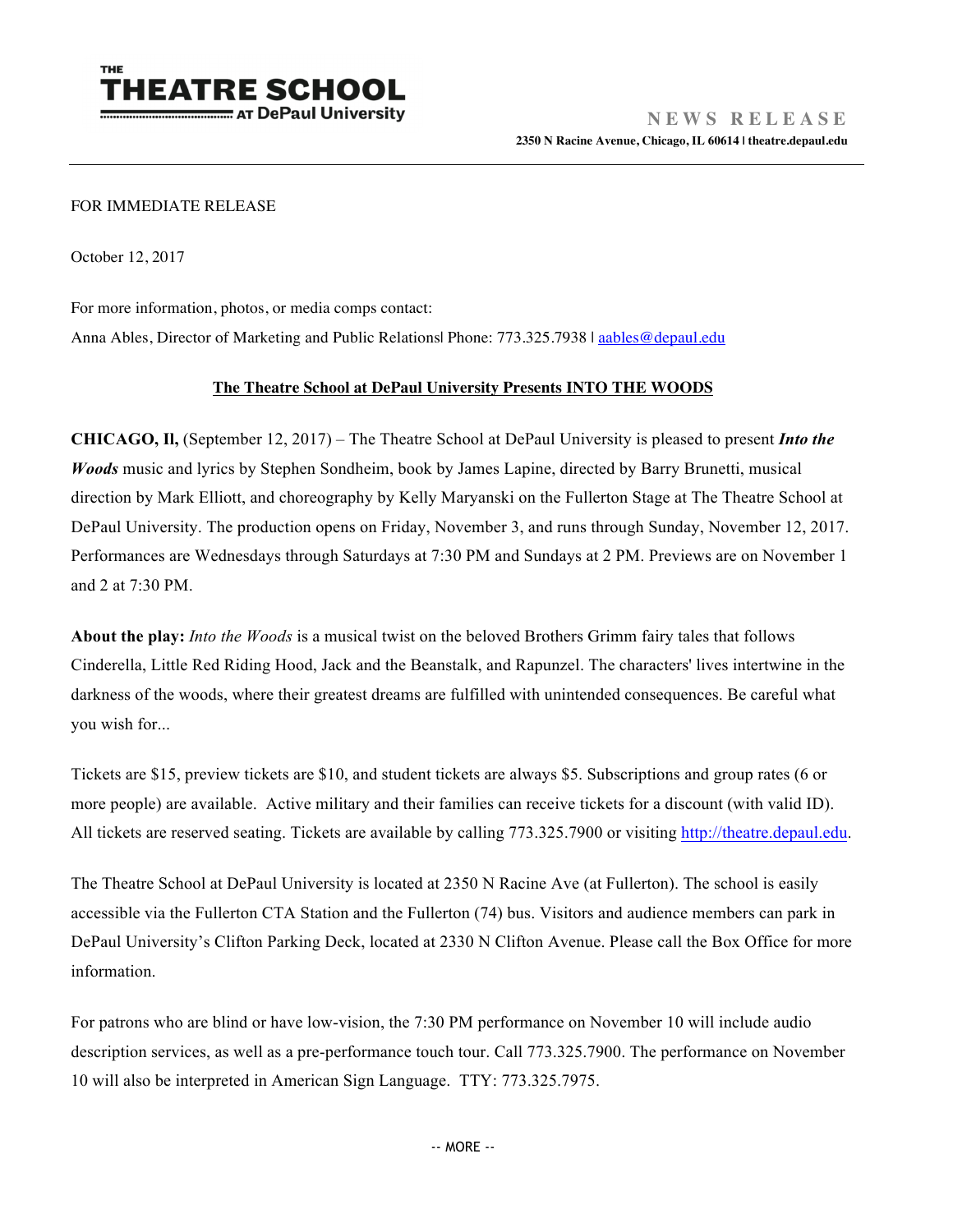**THE THEATRE SCHOOL AT DePaul University**

**NEWS RELEASE**

**2350 N Racine Avenue, Chicago, IL 60614 | theatre.depaul.edu**

FOR IMMEDIATE RELEASE

October 12, 2017

For more information, photos, or media comps contact:
Anna Ables, Director of Marketing and Public Relations| Phone: 773.325.7938 | aables@depaul.edu

**The Theatre School at DePaul University Presents INTO THE WOODS**

**CHICAGO, Il,** (September 12, 2017) – The Theatre School at DePaul University is pleased to present ***Into the Woods*** music and lyrics by Stephen Sondheim, book by James Lapine, directed by Barry Brunetti, musical direction by Mark Elliott, and choreography by Kelly Maryanski on the Fullerton Stage at The Theatre School at DePaul University. The production opens on Friday, November 3, and runs through Sunday, November 12, 2017. Performances are Wednesdays through Saturdays at 7:30 PM and Sundays at 2 PM. Previews are on November 1 and 2 at 7:30 PM.

**About the play:** *Into the Woods* is a musical twist on the beloved Brothers Grimm fairy tales that follows Cinderella, Little Red Riding Hood, Jack and the Beanstalk, and Rapunzel. The characters' lives intertwine in the darkness of the woods, where their greatest dreams are fulfilled with unintended consequences. Be careful what you wish for...

Tickets are $15, preview tickets are $10, and student tickets are always $5. Subscriptions and group rates (6 or more people) are available. Active military and their families can receive tickets for a discount (with valid ID). All tickets are reserved seating. Tickets are available by calling 773.325.7900 or visiting http://theatre.depaul.edu.

The Theatre School at DePaul University is located at 2350 N Racine Ave (at Fullerton). The school is easily accessible via the Fullerton CTA Station and the Fullerton (74) bus. Visitors and audience members can park in DePaul University's Clifton Parking Deck, located at 2330 N Clifton Avenue. Please call the Box Office for more information.

For patrons who are blind or have low-vision, the 7:30 PM performance on November 10 will include audio description services, as well as a pre-performance touch tour. Call 773.325.7900. The performance on November 10 will also be interpreted in American Sign Language. TTY: 773.325.7975.

-- MORE --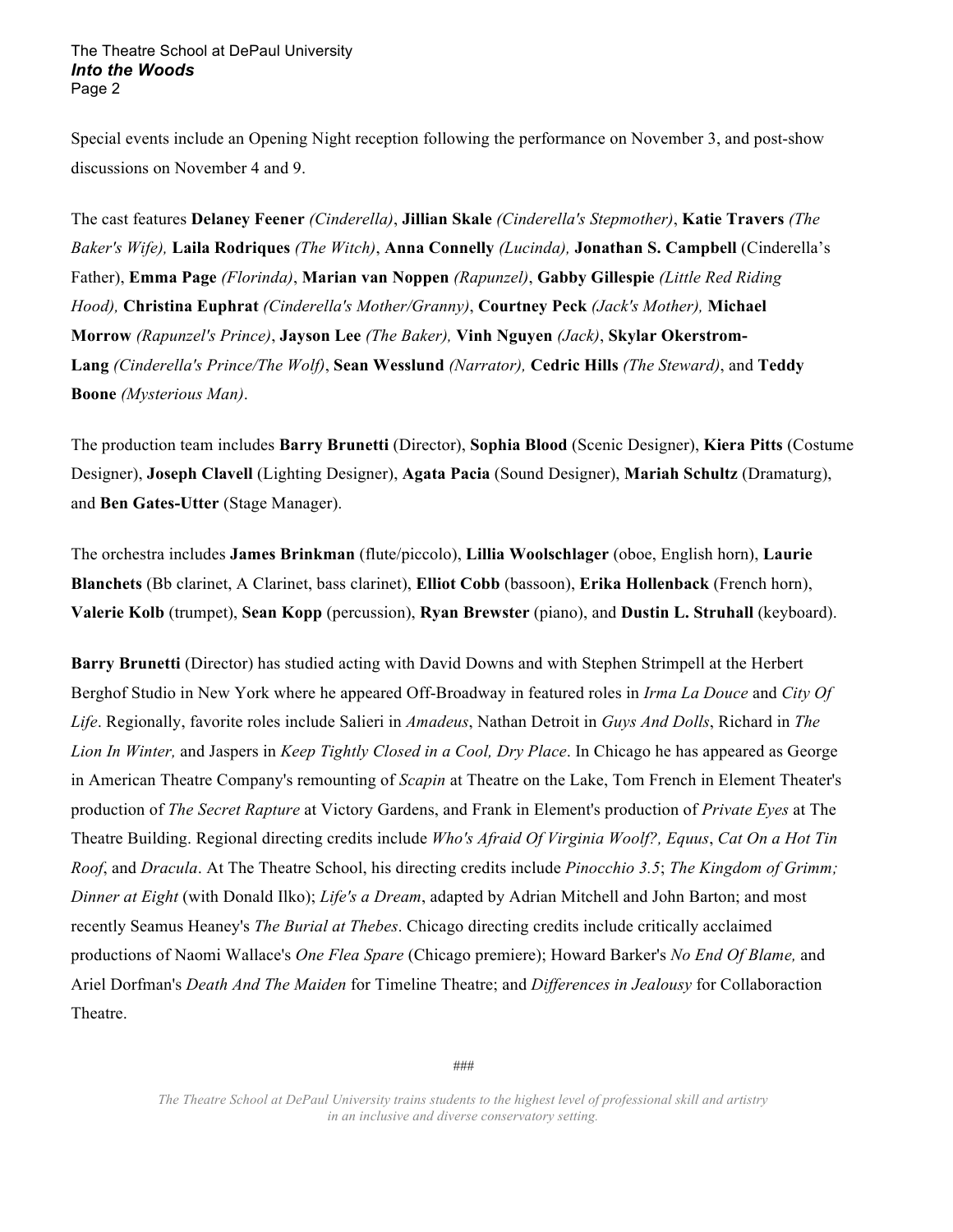Special events include an Opening Night reception following the performance on November 3, and post-show discussions on November 4 and 9.

The cast features **Delaney Feener** *(Cinderella)*, **Jillian Skale** *(Cinderella's Stepmother)*, **Katie Travers** *(The Baker's Wife),* **Laila Rodriques** *(The Witch)*, **Anna Connelly** *(Lucinda),* **Jonathan S. Campbell** (Cinderella's Father), **Emma Page** *(Florinda)*, **Marian van Noppen** *(Rapunzel)*, **Gabby Gillespie** *(Little Red Riding Hood),* **Christina Euphrat** *(Cinderella's Mother/Granny)*, **Courtney Peck** *(Jack's Mother),* **Michael Morrow** *(Rapunzel's Prince)*, **Jayson Lee** *(The Baker),* **Vinh Nguyen** *(Jack)*, **Skylar Okerstrom-Lang** *(Cinderella's Prince/The Wolf)*, **Sean Wesslund** *(Narrator),* **Cedric Hills** *(The Steward)*, and **Teddy Boone** *(Mysterious Man)*.

The production team includes **Barry Brunetti** (Director), **Sophia Blood** (Scenic Designer), **Kiera Pitts** (Costume Designer), **Joseph Clavell** (Lighting Designer), **Agata Pacia** (Sound Designer), **Mariah Schultz** (Dramaturg), and **Ben Gates-Utter** (Stage Manager).

The orchestra includes **James Brinkman** (flute/piccolo), **Lillia Woolschlager** (oboe, English horn), **Laurie Blanchets** (Bb clarinet, A Clarinet, bass clarinet), **Elliot Cobb** (bassoon), **Erika Hollenback** (French horn), **Valerie Kolb** (trumpet), **Sean Kopp** (percussion), **Ryan Brewster** (piano), and **Dustin L. Struhall** (keyboard).

**Barry Brunetti** (Director) has studied acting with David Downs and with Stephen Strimpell at the Herbert Berghof Studio in New York where he appeared Off-Broadway in featured roles in *Irma La Douce* and *City Of Life*. Regionally, favorite roles include Salieri in *Amadeus*, Nathan Detroit in *Guys And Dolls*, Richard in *The Lion In Winter,* and Jaspers in *Keep Tightly Closed in a Cool, Dry Place*. In Chicago he has appeared as George in American Theatre Company's remounting of *Scapin* at Theatre on the Lake, Tom French in Element Theater's production of *The Secret Rapture* at Victory Gardens, and Frank in Element's production of *Private Eyes* at The Theatre Building. Regional directing credits include *Who's Afraid Of Virginia Woolf?, Equus*, *Cat On a Hot Tin Roof*, and *Dracula*. At The Theatre School, his directing credits include *Pinocchio 3.5*; *The Kingdom of Grimm; Dinner at Eight* (with Donald Ilko); *Life's a Dream*, adapted by Adrian Mitchell and John Barton; and most recently Seamus Heaney's *The Burial at Thebes*. Chicago directing credits include critically acclaimed productions of Naomi Wallace's *One Flea Spare* (Chicago premiere); Howard Barker's *No End Of Blame,* and Ariel Dorfman's *Death And The Maiden* for Timeline Theatre; and *Differences in Jealousy* for Collaboraction Theatre.

###

*The Theatre School at DePaul University trains students to the highest level of professional skill and artistry in an inclusive and diverse conservatory setting.*